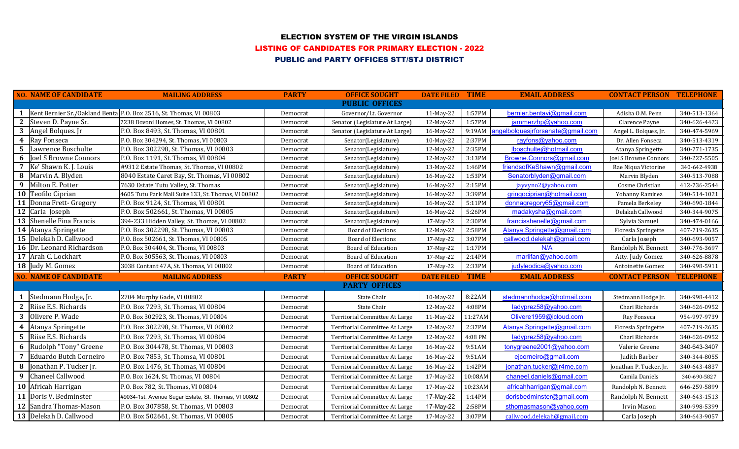# ELECTION SYSTEM OF THE VIRGIN ISLANDS

## LISTING OF CANDIDATES FOR PRIMARY ELECTION - 2022

## PUBLIC and PARTY OFFICES STT/STJ DISTRICT

| NO. | NAME OF CANDIDATE | MAILING ADDRESS | PARTY | OFFICE SOUGHT | DATE FILED | TIME | EMAIL ADDRESS | CONTACT PERSON | TELEPHONE |
|---|---|---|---|---|---|---|---|---|---|
| | | | | **PUBLIC OFFICES** | | | | | |
| 1 | Kent Bernier Sr./Oakland Benta | P.O. Box 2516, St. Thomas, VI 00803 | Democrat | Governor/Lt. Governor | 11-May-22 | 1:57PM | bernier.bentavi@gmail.com | Adisha O.M. Penn | 340-513-1364 |
| 2 | Steven D. Payne Sr. | 7238 Bovoni Homes, St. Thomas, VI 00802 | Democrat | Senator (Legislature At Large) | 12-May-22 | 1:57PM | jammerzhp@yahoo.com | Clarence Payne | 340-626-4423 |
| 3 | Angel Bolques. Jr | P.O. Box 8493, St. Thomas, VI 00801 | Democrat | Senator (Legislature At Large) | 16-May-22 | 9:19AM | angelbolquesjrforsenate@gmail.com | Angel L. Bolques, Jr. | 340-474-5969 |
| 4 | Ray Fonseca | P.O. Box 304294, St. Thomas, VI 00803 | Democrat | Senator(Legislature) | 10-May-22 | 2:37PM | rayfons@yahoo.com | Dr. Allen Fonseca | 340-513-4319 |
| 5 | Lawrence Boschulte | P.O. Box 302298, St. Thomas, VI 00803 | Democrat | Senator(Legislature) | 12-May-22 | 2:35PM | lboschulte@hotmail.com | Atanya Springette | 340-771-1735 |
| 6 | Joel S Browne Connors | P.O. Box 1191, St. Thomas, VI 00804 | Democrat | Senator(Legislature) | 12-May-22 | 3:13PM | Browne.Connors@gmail.com | Joel S Browne Connors | 340-227-5505 |
| 7 | Ke' Shawn K. J. Louis | #9312 Estate Thomas, St. Thomas, VI 00802 | Democrat | Senator(Legislature) | 13-May-22 | 1:46PM | friendsofKeShawn@gmail.com | Rae Niqua Victorine | 340-642-4938 |
| 8 | Marvin A. Blyden | 8040 Estate Caret Bay, St. Thomas, VI 00802 | Democrat | Senator(Legislature) | 16-May-22 | 1:53PM | Senatorblyden@gmail.com | Marvin Blyden | 340-513-7088 |
| 9 | Milton E. Potter | 7630 Estate Tutu Valley, St. Thomas | Democrat | Senator(Legislature) | 16-May-22 | 2:15PM | jayvyno2@yahoo.com | Cosme Christian | 412-736-2544 |
| 10 | Teofilo Ciprian | 4605 Tutu Park Mall Suite 133, St. Thomas, VI 00802 | Democrat | Senator(Legislature) | 16-May-22 | 3:39PM | gringociprian@hotmail.com | Yohanny Ramirez | 340-514-1021 |
| 11 | Donna Frett- Gregory | P.O. Box 9124, St. Thomas, VI 00801 | Democrat | Senator(Legislature) | 16-May-22 | 5:11PM | donnagregory65@gmail.com | Pamela Berkeley | 340-690-1844 |
| 12 | Carla Joseph | P.O. Box 502661, St. Thomas, VI 00805 | Democrat | Senator(Legislature) | 16-May-22 | 5:26PM | madakysha@gmail.com | Delakah Callwood | 340-344-9075 |
| 13 | Shenelle Fina Francis | 394-233 Hidden Valley, St. Thomas, VI 00802 | Democrat | Senator(Legislature) | 17-May-22 | 2:30PM | francisshenelle@gmail.com | Sylvia Samuel | 340-474-0166 |
| 14 | Atanya Springette | P.O. Box 302298, St. Thomas, VI 00803 | Democrat | Board of Elections | 12-May-22 | 2:58PM | Atanya.Springette@gmail.com | Floresla Springette | 407-719-2635 |
| 15 | Delekah D. Callwood | P.O. Box 502661, St. Thomas, VI 00805 | Democrat | Board of Elections | 17-May-22 | 3:07PM | callwood.delekah@gmail.com | Carla Joseph | 340-693-9057 |
| 16 | Dr. Leonard Richardson | P.O. Box 304404, St. Thoms, VI 00803 | Democrat | Board of Education | 17-May-22 | 1:17PM | N/A | Randolph N. Bennett | 340-776-3697 |
| 17 | Arah C. Lockhart | P.O. Box 305563, St. Thomas, VI 00803 | Democrat | Board of Education | 17-May-22 | 2:14PM | marlifan@yahoo.com | Atty. Judy Gomez | 340-626-8878 |
| 18 | Judy M. Gomez | 3038 Contant 47A, St. Thomas, VI 00802 | Democrat | Board of Education | 17-May-22 | 2:33PM | judyleodica@yahoo.com | Antoinette Gomez | 340-998-5911 |
| **NO.** | **NAME OF CANDIDATE** | **MAILING ADDRESS** | **PARTY** | **OFFICE SOUGHT** | **DATE FILED** | **TIME** | **EMAIL ADDRESS** | **CONTACT PERSON** | **TELEPHONE** |
| | | | | **PARTY OFFICES** | | | | | |
| 1 | Stedmann Hodge, Jr. | 2704 Murphy Gade, VI 00802 | Democrat | State Chair | 10-May-22 | 8:22AM | stedmannhodge@hotmail.com | Stedmann Hodge Jr. | 340-998-4412 |
| 2 | Riise E.S. Richards | P.O. Box 7293, St. Thomas, VI 00804 | Democrat | State Chair | 12-May-22 | 4:08PM | ladyprez58@yahoo.com | Chari Richards | 340-626-0952 |
| 3 | Olivere P. Wade | P.O. Box 302923, St. Thomas, VI 00804 | Democrat | Territorial Committee At Large | 11-May-22 | 11:27AM | Olivere1959@icloud.com | Ray Fonseca | 954-997-9739 |
| 4 | Atanya Springette | P.O. Box 302298, St. Thomas, VI 00802 | Democrat | Territorial Committee At Large | 12-May-22 | 2:37PM | Atanya.Springette@gmail.com | Floresla Springette | 407-719-2635 |
| 5 | Riise E.S. Richards | P.O. Box 7293, St. Thomas, VI 00804 | Democrat | Territorial Committee At Large | 12-May-22 | 4:08 PM | ladyprez58@yahoo.com | Chari Richards | 340-626-0952 |
| 6 | Rudolph "Tony" Greene | P.O. Box 304478, St. Thomas, VI 00803 | Democrat | Territorial Committee At Large | 16-May-22 | 9:51AM | tonygreene2001@yahoo.com | Valerie Greene | 340-643-3407 |
| 7 | Eduardo Butch Corneiro | P.O. Box 7853, St. Thomsa, VI 00801 | Democrat | Territorial Committee At Large | 16-May-22 | 9:51AM | ejcorneiro@gmail.com | Judith Barber | 340-344-8055 |
| 8 | Jonathan P. Tucker Jr. | P.O. Box 1476, St. Thomas, VI 00804 | Democrat | Territorial Committee At Large | 16-May-22 | 1:42PM | jonathan.tucker@jr4me.com | Jonathan P. Tucker, Jr. | 340-643-4837 |
| 9 | Chaneel Callwood | P.O. Box 1624, St. Thomas, VI 00804 | Democrat | Territorial Committee At Large | 17-May-22 | 10:08AM | chaneel.daniels@gmail.com | Camila Daniels | 340-690-5827 |
| 10 | Africah Harrigan | P.O. Box 782, St. Thomas, VI 00804 | Democrat | Territorial Committee At Large | 17-May-22 | 10:23AM | africahharrigan@gmail.com | Randolph N. Bennett | 646-259-5899 |
| 11 | Doris V. Bedminster | #9034-1st. Avenue Sugar Estate, St. Thomas, VI 00802 | Democrat | Territorial Committee At Large | 17-May-22 | 1:14PM | dorisbedminster@gmail.com | Randolph N. Bennett | 340-643-1513 |
| 12 | Sandra Thomas-Mason | P.O. Box 307858, St. Thomas, VI 00803 | Democrat | Territorial Committee At Large | 17-May-22 | 2:58PM | sthomasmason@yahoo.com | Irvin Mason | 340-998-5399 |
| 13 | Delekah D. Callwood | P.O. Box 502661, St. Thomas, VI 00805 | Democrat | Territorial Committee At Large | 17-May-22 | 3:07PM | callwood.delekah@gmail.com | Carla Joseph | 340-643-9057 |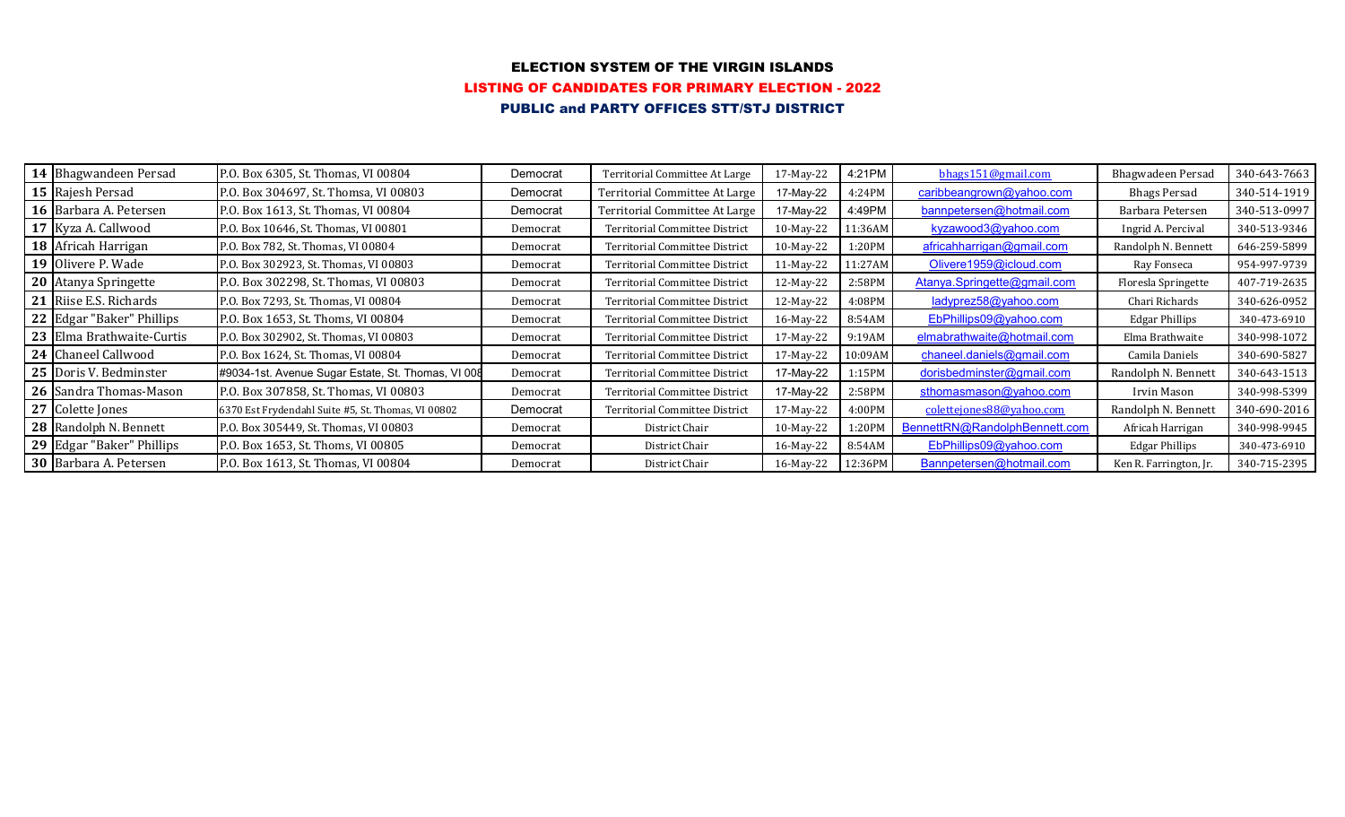# ELECTION SYSTEM OF THE VIRGIN ISLANDS

## LISTING OF CANDIDATES FOR PRIMARY ELECTION - 2022

### PUBLIC and PARTY OFFICES STT/STJ DISTRICT

| | | | | | | | | | |
|---|---|---|---|---|---|---|---|---|---|
| 14 | Bhagwandeen Persad | P.O. Box 6305, St. Thomas, VI 00804 | Democrat | Territorial Committee At Large | 17-May-22 | 4:21PM | bhags151@gmail.com | Bhagwadeen Persad | 340-643-7663 |
| 15 | Rajesh Persad | P.O. Box 304697, St. Thomsa, VI 00803 | Democrat | Territorial Committee At Large | 17-May-22 | 4:24PM | caribbeangrown@yahoo.com | Bhags Persad | 340-514-1919 |
| 16 | Barbara A. Petersen | P.O. Box 1613, St. Thomas, VI 00804 | Democrat | Territorial Committee At Large | 17-May-22 | 4:49PM | bannpetersen@hotmail.com | Barbara Petersen | 340-513-0997 |
| 17 | Kyza A. Callwood | P.O. Box 10646, St. Thomas, VI 00801 | Democrat | Territorial Committee District | 10-May-22 | 11:36AM | kyzawood3@yahoo.com | Ingrid A. Percival | 340-513-9346 |
| 18 | Africah Harrigan | P.O. Box 782, St. Thomas, VI 00804 | Democrat | Territorial Committee District | 10-May-22 | 1:20PM | africahharrigan@gmail.com | Randolph N. Bennett | 646-259-5899 |
| 19 | Olivere P. Wade | P.O. Box 302923, St. Thomas, VI 00803 | Democrat | Territorial Committee District | 11-May-22 | 11:27AM | Olivere1959@icloud.com | Ray Fonseca | 954-997-9739 |
| 20 | Atanya Springette | P.O. Box 302298, St. Thomas, VI 00803 | Democrat | Territorial Committee District | 12-May-22 | 2:58PM | Atanya.Springette@gmail.com | Floresla Springette | 407-719-2635 |
| 21 | Riise E.S. Richards | P.O. Box 7293, St. Thomas, VI 00804 | Democrat | Territorial Committee District | 12-May-22 | 4:08PM | ladyprez58@yahoo.com | Chari Richards | 340-626-0952 |
| 22 | Edgar "Baker" Phillips | P.O. Box 1653, St. Thoms, VI 00804 | Democrat | Territorial Committee District | 16-May-22 | 8:54AM | EbPhillips09@yahoo.com | Edgar Phillips | 340-473-6910 |
| 23 | Elma Brathwaite-Curtis | P.O. Box 302902, St. Thomas, VI 00803 | Democrat | Territorial Committee District | 17-May-22 | 9:19AM | elmabrathwaite@hotmail.com | Elma Brathwaite | 340-998-1072 |
| 24 | Chaneel Callwood | P.O. Box 1624, St. Thomas, VI 00804 | Democrat | Territorial Committee District | 17-May-22 | 10:09AM | chaneel.daniels@gmail.com | Camila Daniels | 340-690-5827 |
| 25 | Doris V. Bedminster | #9034-1st. Avenue Sugar Estate, St. Thomas, VI 008 | Democrat | Territorial Committee District | 17-May-22 | 1:15PM | dorisbedminster@gmail.com | Randolph N. Bennett | 340-643-1513 |
| 26 | Sandra Thomas-Mason | P.O. Box 307858, St. Thomas, VI 00803 | Democrat | Territorial Committee District | 17-May-22 | 2:58PM | sthomasmason@yahoo.com | Irvin Mason | 340-998-5399 |
| 27 | Colette Jones | 6370 Est Frydendahl Suite #5, St. Thomas, VI 00802 | Democrat | Territorial Committee District | 17-May-22 | 4:00PM | colettejones88@yahoo.com | Randolph N. Bennett | 340-690-2016 |
| 28 | Randolph N. Bennett | P.O. Box 305449, St. Thomas, VI 00803 | Democrat | District Chair | 10-May-22 | 1:20PM | BennettRN@RandolphBennett.com | Africah Harrigan | 340-998-9945 |
| 29 | Edgar "Baker" Phillips | P.O. Box 1653, St. Thoms, VI 00805 | Democrat | District Chair | 16-May-22 | 8:54AM | EbPhillips09@yahoo.com | Edgar Phillips | 340-473-6910 |
| 30 | Barbara A. Petersen | P.O. Box 1613, St. Thomas, VI 00804 | Democrat | District Chair | 16-May-22 | 12:36PM | Bannpetersen@hotmail.com | Ken R. Farrington, Jr. | 340-715-2395 |